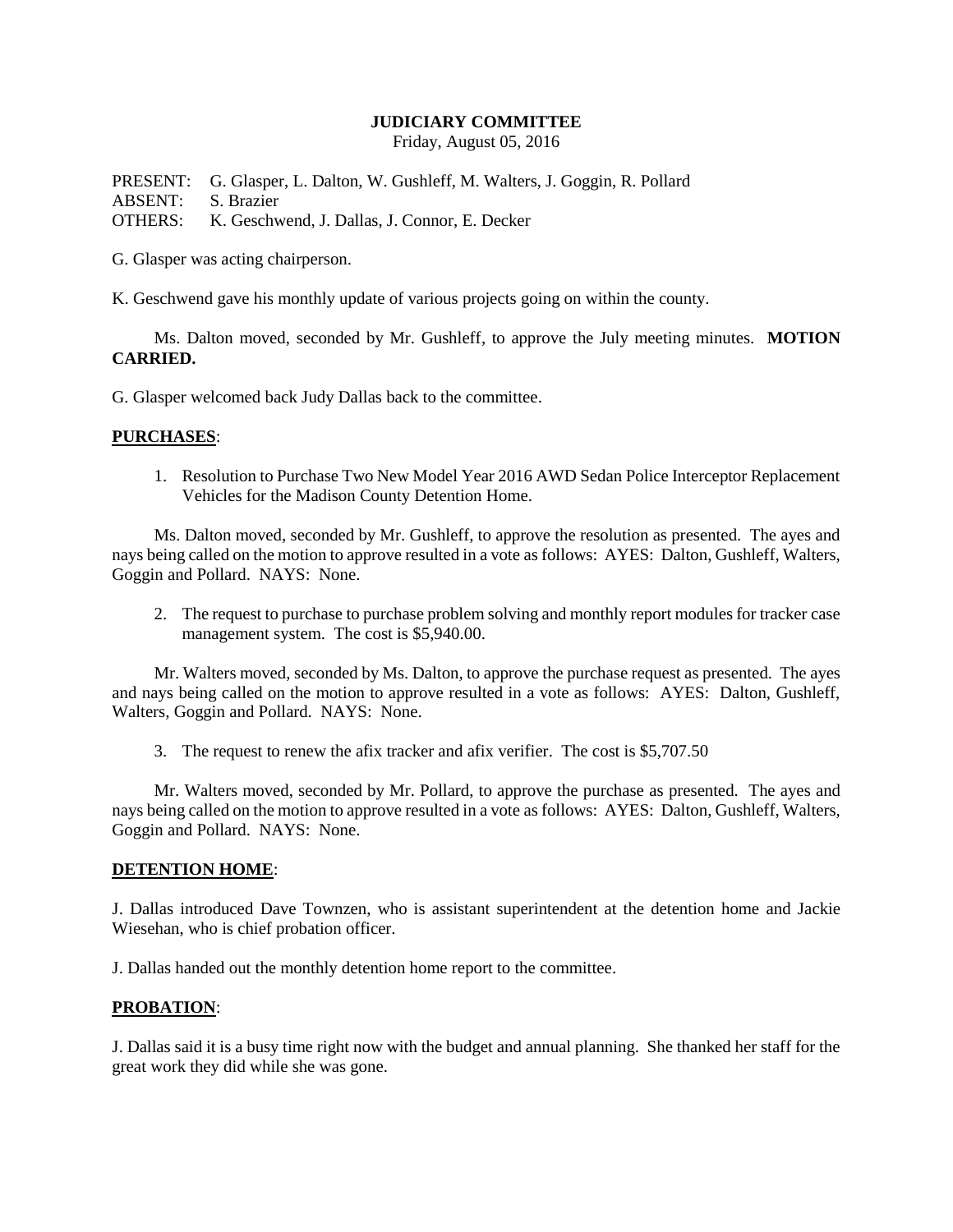**JUDICIARY COMMITTEE**
Friday, August 05, 2016

PRESENT: G. Glasper, L. Dalton, W. Gushleff, M. Walters, J. Goggin, R. Pollard
ABSENT: S. Brazier
OTHERS: K. Geschwend, J. Dallas, J. Connor, E. Decker

G. Glasper was acting chairperson.

K. Geschwend gave his monthly update of various projects going on within the county.

Ms. Dalton moved, seconded by Mr. Gushleff, to approve the July meeting minutes. **MOTION CARRIED.**

G. Glasper welcomed back Judy Dallas back to the committee.

**PURCHASES**:

1. Resolution to Purchase Two New Model Year 2016 AWD Sedan Police Interceptor Replacement Vehicles for the Madison County Detention Home.

Ms. Dalton moved, seconded by Mr. Gushleff, to approve the resolution as presented. The ayes and nays being called on the motion to approve resulted in a vote as follows: AYES: Dalton, Gushleff, Walters, Goggin and Pollard. NAYS: None.

2. The request to purchase to purchase problem solving and monthly report modules for tracker case management system. The cost is $5,940.00.

Mr. Walters moved, seconded by Ms. Dalton, to approve the purchase request as presented. The ayes and nays being called on the motion to approve resulted in a vote as follows: AYES: Dalton, Gushleff, Walters, Goggin and Pollard. NAYS: None.

3. The request to renew the afix tracker and afix verifier. The cost is $5,707.50

Mr. Walters moved, seconded by Mr. Pollard, to approve the purchase as presented. The ayes and nays being called on the motion to approve resulted in a vote as follows: AYES: Dalton, Gushleff, Walters, Goggin and Pollard. NAYS: None.

**DETENTION HOME**:

J. Dallas introduced Dave Townzen, who is assistant superintendent at the detention home and Jackie Wiesehan, who is chief probation officer.

J. Dallas handed out the monthly detention home report to the committee.

**PROBATION**:

J. Dallas said it is a busy time right now with the budget and annual planning. She thanked her staff for the great work they did while she was gone.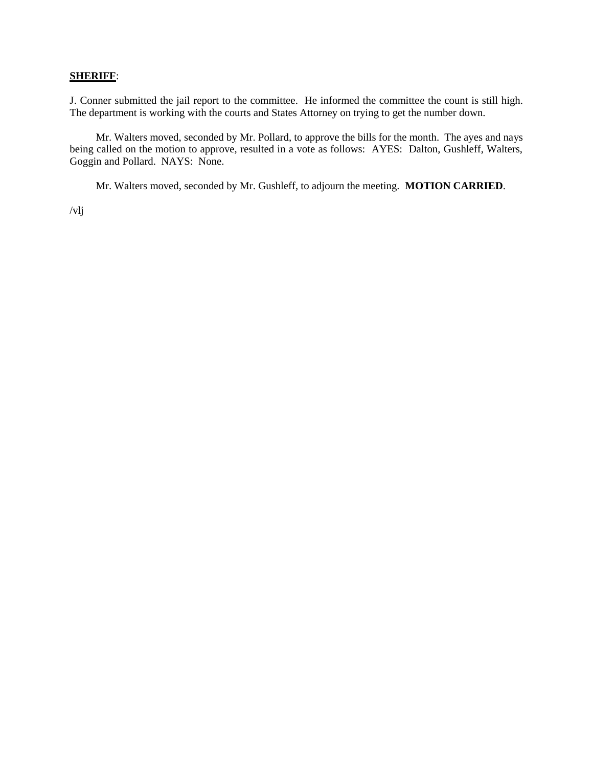**<u>SHERIFF</u>**:

J. Conner submitted the jail report to the committee. He informed the committee the count is still high. The department is working with the courts and States Attorney on trying to get the number down.

Mr. Walters moved, seconded by Mr. Pollard, to approve the bills for the month. The ayes and nays being called on the motion to approve, resulted in a vote as follows: AYES: Dalton, Gushleff, Walters, Goggin and Pollard. NAYS: None.

Mr. Walters moved, seconded by Mr. Gushleff, to adjourn the meeting. **MOTION CARRIED**.

/vlj